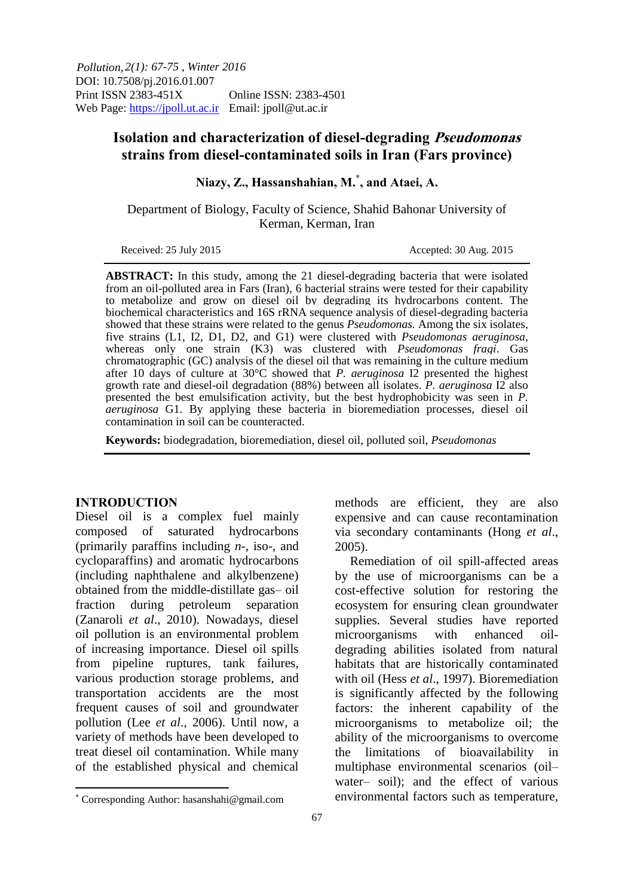Pollution, 2(1): 67-75 , Winter 2016
DOI: 10.7508/pj.2016.01.007
Print ISSN 2383-451X Online ISSN: 2383-4501
Web Page: https://jpoll.ut.ac.ir Email: jpoll@ut.ac.ir

# Isolation and characterization of diesel-degrading *Pseudomonas* strains from diesel-contaminated soils in Iran (Fars province)

**Niazy, Z., Hassanshahian, M.*, and Ataei, A.**

Department of Biology, Faculty of Science, Shahid Bahonar University of Kerman, Kerman, Iran

Received: 25 July 2015 Accepted: 30 Aug. 2015

**ABSTRACT:** In this study, among the 21 diesel-degrading bacteria that were isolated from an oil-polluted area in Fars (Iran), 6 bacterial strains were tested for their capability to metabolize and grow on diesel oil by degrading its hydrocarbons content. The biochemical characteristics and 16S rRNA sequence analysis of diesel-degrading bacteria showed that these strains were related to the genus *Pseudomonas.* Among the six isolates, five strains (L1, I2, D1, D2, and G1) were clustered with *Pseudomonas aeruginosa*, whereas only one strain (K3) was clustered with *Pseudomonas fragi*. Gas chromatographic (GC) analysis of the diesel oil that was remaining in the culture medium after 10 days of culture at 30°C showed that *P. aeruginosa* I2 presented the highest growth rate and diesel-oil degradation (88%) between all isolates. *P. aeruginosa* I2 also presented the best emulsification activity, but the best hydrophobicity was seen in *P. aeruginosa* G1. By applying these bacteria in bioremediation processes, diesel oil contamination in soil can be counteracted.

**Keywords:** biodegradation, bioremediation, diesel oil, polluted soil, *Pseudomonas*

## INTRODUCTION

Diesel oil is a complex fuel mainly composed of saturated hydrocarbons (primarily paraffins including *n*-, iso-, and cycloparaffins) and aromatic hydrocarbons (including naphthalene and alkylbenzene) obtained from the middle-distillate gas– oil fraction during petroleum separation (Zanaroli *et al*., 2010). Nowadays, diesel oil pollution is an environmental problem of increasing importance. Diesel oil spills from pipeline ruptures, tank failures, various production storage problems, and transportation accidents are the most frequent causes of soil and groundwater pollution (Lee *et al*., 2006). Until now, a variety of methods have been developed to treat diesel oil contamination. While many of the established physical and chemical methods are efficient, they are also expensive and can cause recontamination via secondary contaminants (Hong *et al*., 2005).

Remediation of oil spill-affected areas by the use of microorganisms can be a cost-effective solution for restoring the ecosystem for ensuring clean groundwater supplies. Several studies have reported microorganisms with enhanced oil-degrading abilities isolated from natural habitats that are historically contaminated with oil (Hess *et al*., 1997). Bioremediation is significantly affected by the following factors: the inherent capability of the microorganisms to metabolize oil; the ability of the microorganisms to overcome the limitations of bioavailability in multiphase environmental scenarios (oil– water– soil); and the effect of various environmental factors such as temperature,

* Corresponding Author: hasanshahi@gmail.com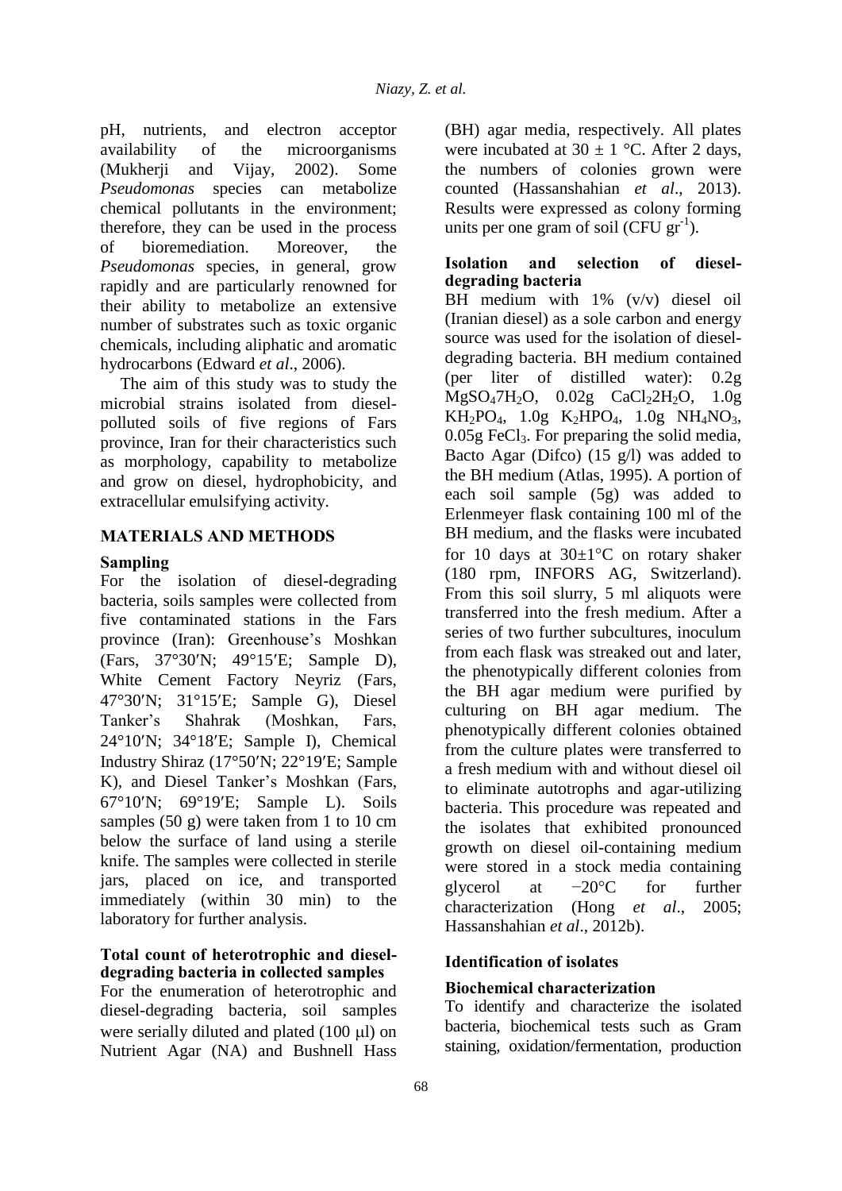pH, nutrients, and electron acceptor availability of the microorganisms (Mukherji and Vijay, 2002). Some *Pseudomonas* species can metabolize chemical pollutants in the environment; therefore, they can be used in the process of bioremediation. Moreover, the *Pseudomonas* species, in general, grow rapidly and are particularly renowned for their ability to metabolize an extensive number of substrates such as toxic organic chemicals, including aliphatic and aromatic hydrocarbons (Edward *et al*., 2006).

The aim of this study was to study the microbial strains isolated from diesel-polluted soils of five regions of Fars province, Iran for their characteristics such as morphology, capability to metabolize and grow on diesel, hydrophobicity, and extracellular emulsifying activity.

## MATERIALS AND METHODS

### Sampling

For the isolation of diesel-degrading bacteria, soils samples were collected from five contaminated stations in the Fars province (Iran): Greenhouse's Moshkan (Fars, 37°30′N; 49°15′E; Sample D), White Cement Factory Neyriz (Fars, 47°30′N; 31°15′E; Sample G), Diesel Tanker's Shahrak (Moshkan, Fars, 24°10′N; 34°18′E; Sample I), Chemical Industry Shiraz (17°50′N; 22°19′E; Sample K), and Diesel Tanker's Moshkan (Fars, 67°10′N; 69°19′E; Sample L). Soils samples (50 g) were taken from 1 to 10 cm below the surface of land using a sterile knife. The samples were collected in sterile jars, placed on ice, and transported immediately (within 30 min) to the laboratory for further analysis.

### Total count of heterotrophic and diesel-degrading bacteria in collected samples

For the enumeration of heterotrophic and diesel-degrading bacteria, soil samples were serially diluted and plated (100 μl) on Nutrient Agar (NA) and Bushnell Hass (BH) agar media, respectively. All plates were incubated at 30 ± 1 °C. After 2 days, the numbers of colonies grown were counted (Hassanshahian *et al*., 2013). Results were expressed as colony forming units per one gram of soil (CFU $gr^{-1}$).

### Isolation and selection of diesel-degrading bacteria

BH medium with 1% (v/v) diesel oil (Iranian diesel) as a sole carbon and energy source was used for the isolation of diesel-degrading bacteria. BH medium contained (per liter of distilled water): 0.2g $MgSO_4 7H_2O$, 0.02g $CaCl_2 2H_2O$, 1.0g $KH_2PO_4$, 1.0g $K_2HPO_4$, 1.0g $NH_4NO_3$, 0.05g $FeCl_3$. For preparing the solid media, Bacto Agar (Difco) (15 g/l) was added to the BH medium (Atlas, 1995). A portion of each soil sample (5g) was added to Erlenmeyer flask containing 100 ml of the BH medium, and the flasks were incubated for 10 days at 30±1°C on rotary shaker (180 rpm, INFORS AG, Switzerland). From this soil slurry, 5 ml aliquots were transferred into the fresh medium. After a series of two further subcultures, inoculum from each flask was streaked out and later, the phenotypically different colonies from the BH agar medium were purified by culturing on BH agar medium. The phenotypically different colonies obtained from the culture plates were transferred to a fresh medium with and without diesel oil to eliminate autotrophs and agar-utilizing bacteria. This procedure was repeated and the isolates that exhibited pronounced growth on diesel oil-containing medium were stored in a stock media containing glycerol at −20°C for further characterization (Hong *et al*., 2005; Hassanshahian *et al*., 2012b).

### Identification of isolates

#### Biochemical characterization

To identify and characterize the isolated bacteria, biochemical tests such as Gram staining, oxidation/fermentation, production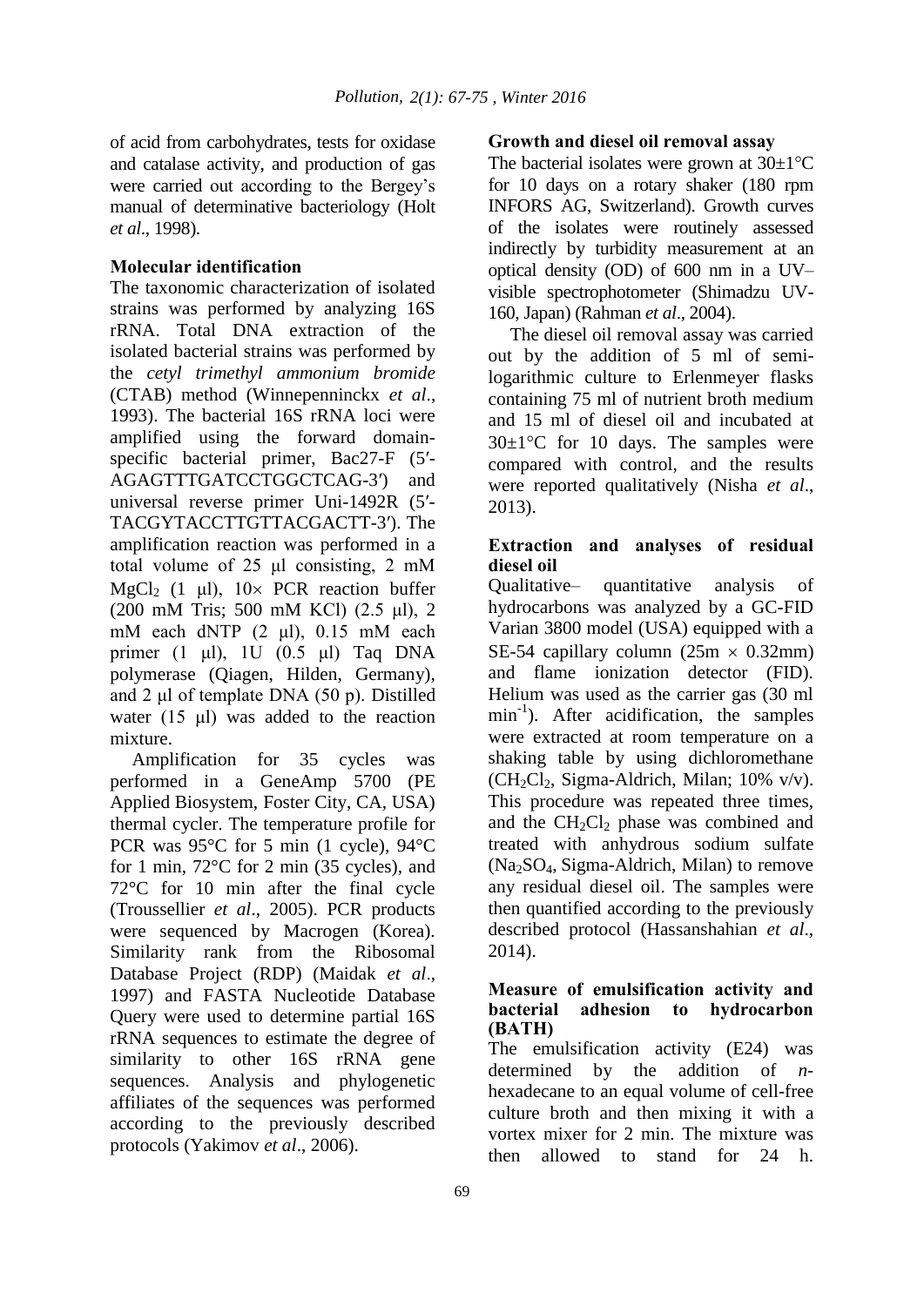of acid from carbohydrates, tests for oxidase and catalase activity, and production of gas were carried out according to the Bergey's manual of determinative bacteriology (Holt *et al*., 1998).

**Molecular identification**

The taxonomic characterization of isolated strains was performed by analyzing 16S rRNA. Total DNA extraction of the isolated bacterial strains was performed by the *cetyl trimethyl ammonium bromide* (CTAB) method (Winnepenninckx *et al*., 1993). The bacterial 16S rRNA loci were amplified using the forward domain-specific bacterial primer, Bac27-F (5′-AGAGTTTGATCCTGGCTCAG-3′) and universal reverse primer Uni-1492R (5′-TACGYTACCTTGTTACGACTT-3′). The amplification reaction was performed in a total volume of 25 μl consisting, 2 mM $MgCl_2$ (1 μl), 10× PCR reaction buffer (200 mM Tris; 500 mM KCl) (2.5 μl), 2 mM each dNTP (2 μl), 0.15 mM each primer (1 μl), 1U (0.5 μl) Taq DNA polymerase (Qiagen, Hilden, Germany), and 2 μl of template DNA (50 p). Distilled water (15 μl) was added to the reaction mixture.

Amplification for 35 cycles was performed in a GeneAmp 5700 (PE Applied Biosystem, Foster City, CA, USA) thermal cycler. The temperature profile for PCR was 95°C for 5 min (1 cycle), 94°C for 1 min, 72°C for 2 min (35 cycles), and 72°C for 10 min after the final cycle (Troussellier *et al*., 2005). PCR products were sequenced by Macrogen (Korea). Similarity rank from the Ribosomal Database Project (RDP) (Maidak *et al*., 1997) and FASTA Nucleotide Database Query were used to determine partial 16S rRNA sequences to estimate the degree of similarity to other 16S rRNA gene sequences. Analysis and phylogenetic affiliates of the sequences was performed according to the previously described protocols (Yakimov *et al*., 2006).

**Growth and diesel oil removal assay**

The bacterial isolates were grown at 30±1°C for 10 days on a rotary shaker (180 rpm INFORS AG, Switzerland). Growth curves of the isolates were routinely assessed indirectly by turbidity measurement at an optical density (OD) of 600 nm in a UV–visible spectrophotometer (Shimadzu UV-160, Japan) (Rahman *et al*., 2004).

The diesel oil removal assay was carried out by the addition of 5 ml of semi-logarithmic culture to Erlenmeyer flasks containing 75 ml of nutrient broth medium and 15 ml of diesel oil and incubated at 30±1°C for 10 days. The samples were compared with control, and the results were reported qualitatively (Nisha *et al*., 2013).

**Extraction and analyses of residual diesel oil**

Qualitative– quantitative analysis of hydrocarbons was analyzed by a GC-FID Varian 3800 model (USA) equipped with a SE-54 capillary column (25m × 0.32mm) and flame ionization detector (FID). Helium was used as the carrier gas (30 ml $min^{-1}$). After acidification, the samples were extracted at room temperature on a shaking table by using dichloromethane ($CH_2Cl_2$, Sigma-Aldrich, Milan; 10% v/v). This procedure was repeated three times, and the $CH_2Cl_2$ phase was combined and treated with anhydrous sodium sulfate ($Na_2SO_4$, Sigma-Aldrich, Milan) to remove any residual diesel oil. The samples were then quantified according to the previously described protocol (Hassanshahian *et al*., 2014).

**Measure of emulsification activity and bacterial adhesion to hydrocarbon (BATH)**

The emulsification activity (E24) was determined by the addition of *n*-hexadecane to an equal volume of cell-free culture broth and then mixing it with a vortex mixer for 2 min. The mixture was then allowed to stand for 24 h.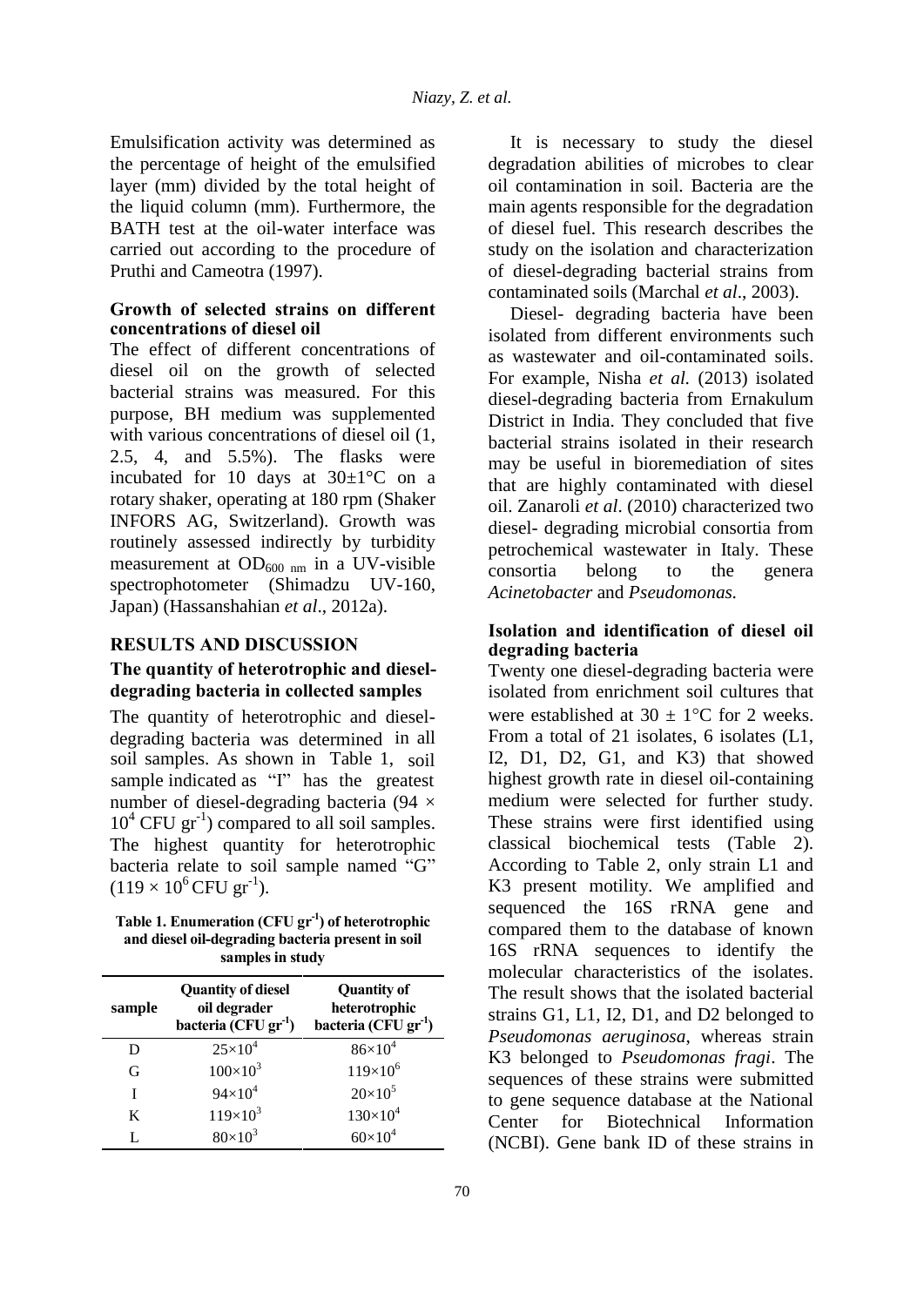Emulsification activity was determined as the percentage of height of the emulsified layer (mm) divided by the total height of the liquid column (mm). Furthermore, the BATH test at the oil-water interface was carried out according to the procedure of Pruthi and Cameotra (1997).

### Growth of selected strains on different concentrations of diesel oil

The effect of different concentrations of diesel oil on the growth of selected bacterial strains was measured. For this purpose, BH medium was supplemented with various concentrations of diesel oil (1, 2.5, 4, and 5.5%). The flasks were incubated for 10 days at 30±1°C on a rotary shaker, operating at 180 rpm (Shaker INFORS AG, Switzerland). Growth was routinely assessed indirectly by turbidity measurement at $OD_{600\ nm}$ in a UV-visible spectrophotometer (Shimadzu UV-160, Japan) (Hassanshahian *et al*., 2012a).

## RESULTS AND DISCUSSION

### The quantity of heterotrophic and diesel-degrading bacteria in collected samples

The quantity of heterotrophic and diesel-degrading bacteria was determined in all soil samples. As shown in Table 1, soil sample indicated as "I" has the greatest number of diesel-degrading bacteria ($94 \times 10^4$ CFU $gr^{-1}$) compared to all soil samples. The highest quantity for heterotrophic bacteria relate to soil sample named "G" ($119 \times 10^6$ CFU $gr^{-1}$).

**Table 1. Enumeration (CFU $gr^{-1}$) of heterotrophic and diesel oil-degrading bacteria present in soil samples in study**

| sample | Quantity of diesel oil degrader bacteria (CFU $gr^{-1}$) | Quantity of heterotrophic bacteria (CFU $gr^{-1}$) |
|---|---|---|
| D | $25\times10^4$ | $86\times10^4$ |
| G | $100\times10^3$ | $119\times10^6$ |
| I | $94\times10^4$ | $20\times10^5$ |
| K | $119\times10^3$ | $130\times10^4$ |
| L | $80\times10^3$ | $60\times10^4$ |

It is necessary to study the diesel degradation abilities of microbes to clear oil contamination in soil. Bacteria are the main agents responsible for the degradation of diesel fuel. This research describes the study on the isolation and characterization of diesel-degrading bacterial strains from contaminated soils (Marchal *et al*., 2003).

Diesel- degrading bacteria have been isolated from different environments such as wastewater and oil-contaminated soils. For example, Nisha *et al.* (2013) isolated diesel-degrading bacteria from Ernakulum District in India. They concluded that five bacterial strains isolated in their research may be useful in bioremediation of sites that are highly contaminated with diesel oil. Zanaroli *et al*. (2010) characterized two diesel- degrading microbial consortia from petrochemical wastewater in Italy. These consortia belong to the genera *Acinetobacter* and *Pseudomonas.*

### Isolation and identification of diesel oil degrading bacteria

Twenty one diesel-degrading bacteria were isolated from enrichment soil cultures that were established at 30 ± 1°C for 2 weeks. From a total of 21 isolates, 6 isolates (L1, I2, D1, D2, G1, and K3) that showed highest growth rate in diesel oil-containing medium were selected for further study. These strains were first identified using classical biochemical tests (Table 2). According to Table 2, only strain L1 and K3 present motility. We amplified and sequenced the 16S rRNA gene and compared them to the database of known 16S rRNA sequences to identify the molecular characteristics of the isolates. The result shows that the isolated bacterial strains G1, L1, I2, D1, and D2 belonged to *Pseudomonas aeruginosa*, whereas strain K3 belonged to *Pseudomonas fragi*. The sequences of these strains were submitted to gene sequence database at the National Center for Biotechnical Information (NCBI). Gene bank ID of these strains in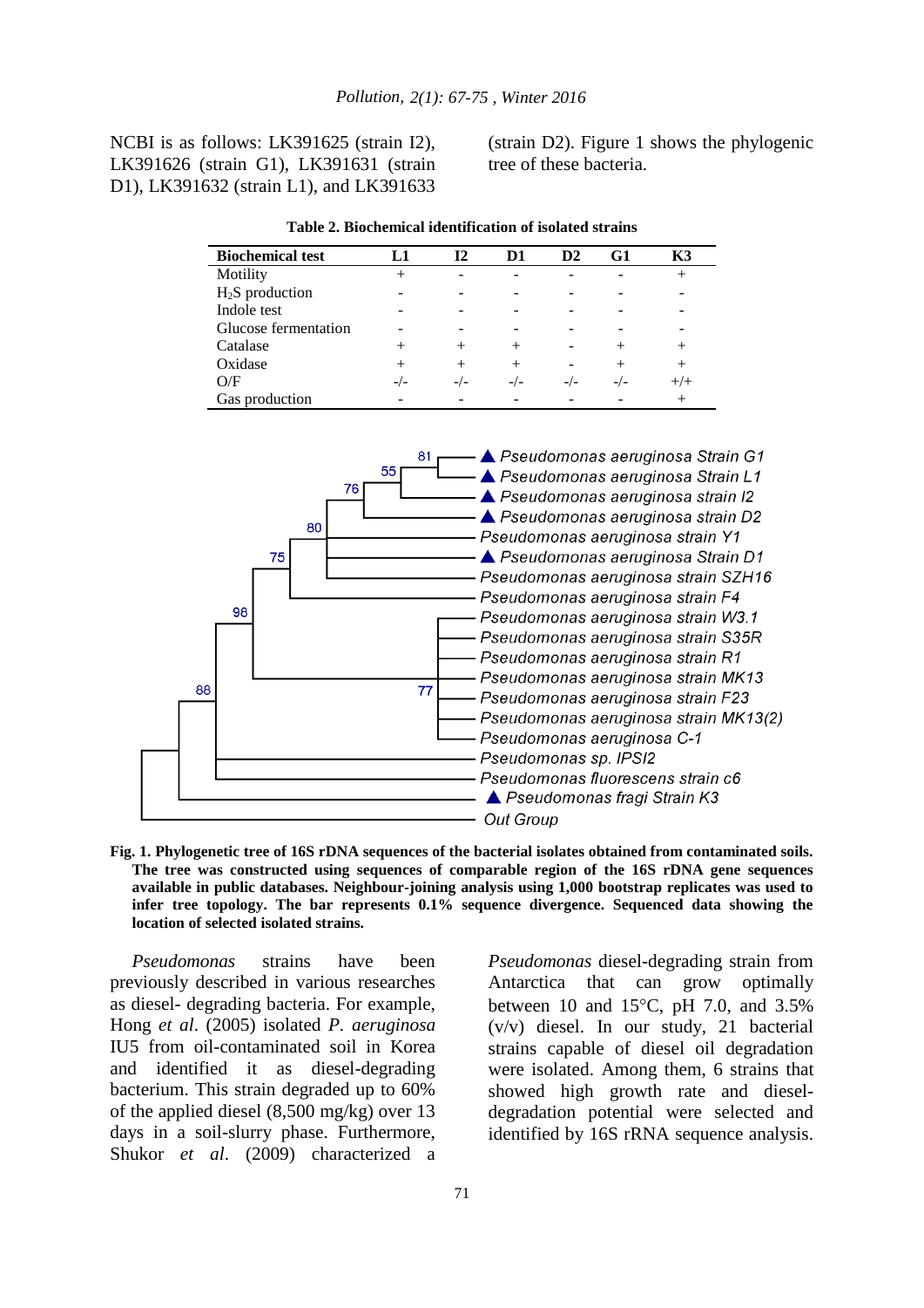NCBI is as follows: LK391625 (strain I2), LK391626 (strain G1), LK391631 (strain D1), LK391632 (strain L1), and LK391633 (strain D2). Figure 1 shows the phylogenic tree of these bacteria.

**Table 2. Biochemical identification of isolated strains**

| Biochemical test | L1 | I2 | D1 | D2 | G1 | K3 |
|---|---|---|---|---|---|---|
| Motility | + | - | - | - | - | + |
| $H_2S$ production | - | - | - | - | - | - |
| Indole test | - | - | - | - | - | - |
| Glucose fermentation | - | - | - | - | - | - |
| Catalase | + | + | + | - | + | + |
| Oxidase | + | + | + | - | + | + |
| O/F | -/- | -/- | -/- | -/- | -/- | +/+ |
| Gas production | - | - | - | - | - | + |

**Fig. 1. Phylogenetic tree of 16S rDNA sequences of the bacterial isolates obtained from contaminated soils. The tree was constructed using sequences of comparable region of the 16S rDNA gene sequences available in public databases. Neighbour-joining analysis using 1,000 bootstrap replicates was used to infer tree topology. The bar represents 0.1% sequence divergence. Sequenced data showing the location of selected isolated strains.**

*Pseudomonas* strains have been previously described in various researches as diesel- degrading bacteria. For example, Hong *et al*. (2005) isolated *P. aeruginosa* IU5 from oil-contaminated soil in Korea and identified it as diesel-degrading bacterium. This strain degraded up to 60% of the applied diesel (8,500 mg/kg) over 13 days in a soil-slurry phase. Furthermore, Shukor *et al*. (2009) characterized a *Pseudomonas* diesel-degrading strain from Antarctica that can grow optimally between 10 and 15°C, pH 7.0, and 3.5% (v/v) diesel. In our study, 21 bacterial strains capable of diesel oil degradation were isolated. Among them, 6 strains that showed high growth rate and diesel-degradation potential were selected and identified by 16S rRNA sequence analysis.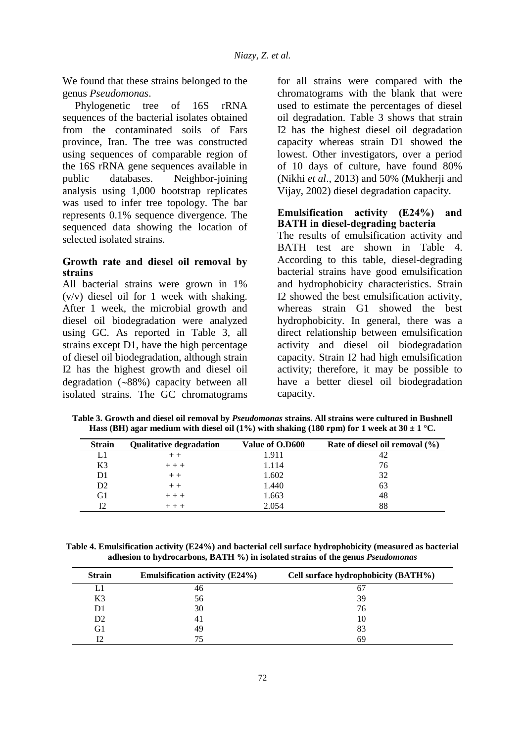We found that these strains belonged to the genus *Pseudomonas*.

Phylogenetic tree of 16S rRNA sequences of the bacterial isolates obtained from the contaminated soils of Fars province, Iran. The tree was constructed using sequences of comparable region of the 16S rRNA gene sequences available in public databases. Neighbor-joining analysis using 1,000 bootstrap replicates was used to infer tree topology. The bar represents 0.1% sequence divergence. The sequenced data showing the location of selected isolated strains.

### Growth rate and diesel oil removal by strains

All bacterial strains were grown in 1% (v/v) diesel oil for 1 week with shaking. After 1 week, the microbial growth and diesel oil biodegradation were analyzed using GC. As reported in Table 3, all strains except D1, have the high percentage of diesel oil biodegradation, although strain I2 has the highest growth and diesel oil degradation (~88%) capacity between all isolated strains. The GC chromatograms for all strains were compared with the chromatograms with the blank that were used to estimate the percentages of diesel oil degradation. Table 3 shows that strain I2 has the highest diesel oil degradation capacity whereas strain D1 showed the lowest. Other investigators, over a period of 10 days of culture, have found 80% (Nikhi *et al*., 2013) and 50% (Mukherji and Vijay, 2002) diesel degradation capacity.

### Emulsification activity (E24%) and BATH in diesel-degrading bacteria

The results of emulsification activity and BATH test are shown in Table 4. According to this table, diesel-degrading bacterial strains have good emulsification and hydrophobicity characteristics. Strain I2 showed the best emulsification activity, whereas strain G1 showed the best hydrophobicity. In general, there was a direct relationship between emulsification activity and diesel oil biodegradation capacity. Strain I2 had high emulsification activity; therefore, it may be possible to have a better diesel oil biodegradation capacity.

**Table 3. Growth and diesel oil removal by *Pseudomonas* strains. All strains were cultured in Bushnell Hass (BH) agar medium with diesel oil (1%) with shaking (180 rpm) for 1 week at 30 ± 1 °C.**

| Strain | Qualitative degradation | Value of O.D600 | Rate of diesel oil removal (%) |
|---|---|---|---|
| L1 | + + | 1.911 | 42 |
| K3 | + + + | 1.114 | 76 |
| D1 | + + | 1.602 | 32 |
| D2 | + + | 1.440 | 63 |
| G1 | + + + | 1.663 | 48 |
| I2 | + + + | 2.054 | 88 |

**Table 4. Emulsification activity (E24%) and bacterial cell surface hydrophobicity (measured as bacterial adhesion to hydrocarbons, BATH %) in isolated strains of the genus *Pseudomonas***

| Strain | Emulsification activity (E24%) | Cell surface hydrophobicity (BATH%) |
|---|---|---|
| L1 | 46 | 67 |
| K3 | 56 | 39 |
| D1 | 30 | 76 |
| D2 | 41 | 10 |
| G1 | 49 | 83 |
| I2 | 75 | 69 |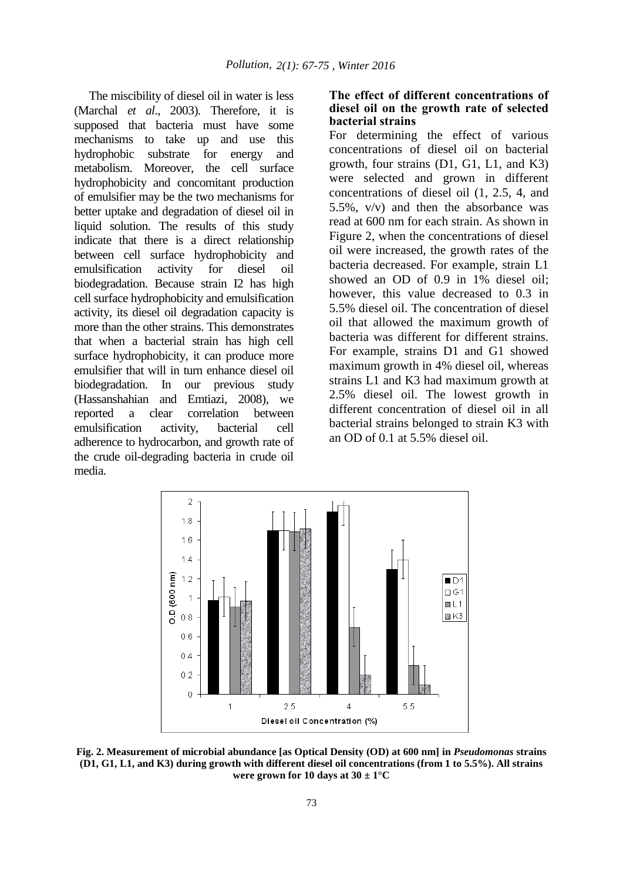The miscibility of diesel oil in water is less (Marchal *et al*., 2003). Therefore, it is supposed that bacteria must have some mechanisms to take up and use this hydrophobic substrate for energy and metabolism. Moreover, the cell surface hydrophobicity and concomitant production of emulsifier may be the two mechanisms for better uptake and degradation of diesel oil in liquid solution. The results of this study indicate that there is a direct relationship between cell surface hydrophobicity and emulsification activity for diesel oil biodegradation. Because strain I2 has high cell surface hydrophobicity and emulsification activity, its diesel oil degradation capacity is more than the other strains. This demonstrates that when a bacterial strain has high cell surface hydrophobicity, it can produce more emulsifier that will in turn enhance diesel oil biodegradation. In our previous study (Hassanshahian and Emtiazi, 2008), we reported a clear correlation between emulsification activity, bacterial cell adherence to hydrocarbon, and growth rate of the crude oil-degrading bacteria in crude oil media.

**The effect of different concentrations of diesel oil on the growth rate of selected bacterial strains**

For determining the effect of various concentrations of diesel oil on bacterial growth, four strains (D1, G1, L1, and K3) were selected and grown in different concentrations of diesel oil (1, 2.5, 4, and 5.5%, v/v) and then the absorbance was read at 600 nm for each strain. As shown in Figure 2, when the concentrations of diesel oil were increased, the growth rates of the bacteria decreased. For example, strain L1 showed an OD of 0.9 in 1% diesel oil; however, this value decreased to 0.3 in 5.5% diesel oil. The concentration of diesel oil that allowed the maximum growth of bacteria was different for different strains. For example, strains D1 and G1 showed maximum growth in 4% diesel oil, whereas strains L1 and K3 had maximum growth at 2.5% diesel oil. The lowest growth in different concentration of diesel oil in all bacterial strains belonged to strain K3 with an OD of 0.1 at 5.5% diesel oil.

**Fig. 2. Measurement of microbial abundance [as Optical Density (OD) at 600 nm] in *Pseudomonas* strains (D1, G1, L1, and K3) during growth with different diesel oil concentrations (from 1 to 5.5%). All strains were grown for 10 days at 30 ± 1°C**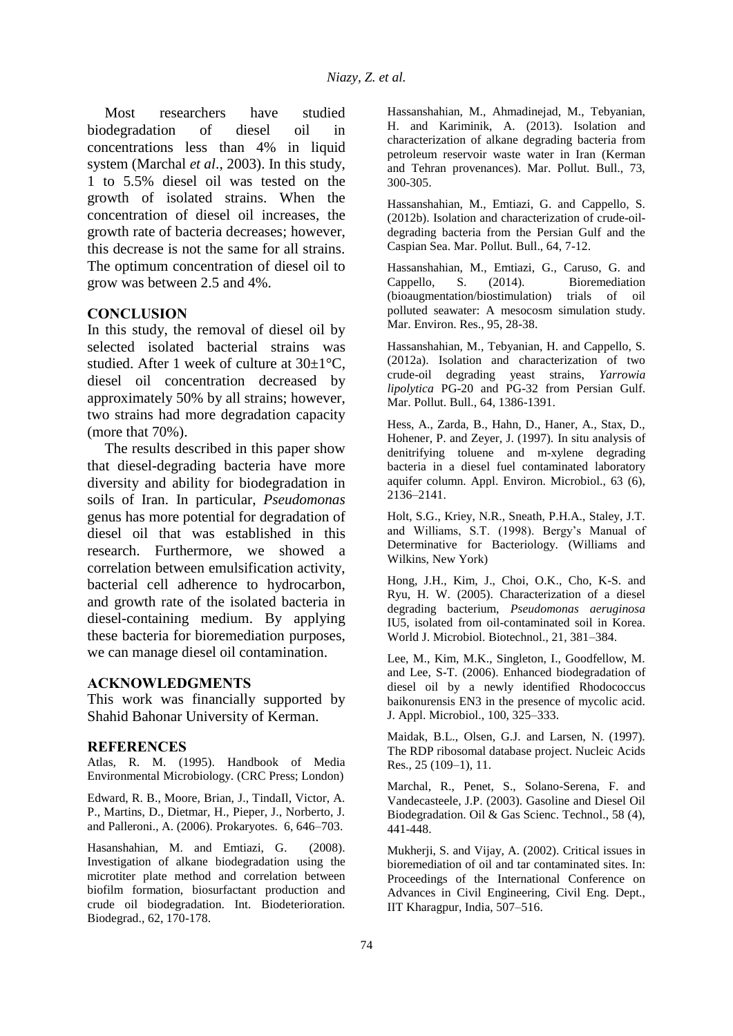Most researchers have studied biodegradation of diesel oil in concentrations less than 4% in liquid system (Marchal *et al*., 2003). In this study, 1 to 5.5% diesel oil was tested on the growth of isolated strains. When the concentration of diesel oil increases, the growth rate of bacteria decreases; however, this decrease is not the same for all strains. The optimum concentration of diesel oil to grow was between 2.5 and 4%.

## CONCLUSION

In this study, the removal of diesel oil by selected isolated bacterial strains was studied. After 1 week of culture at 30±1°C, diesel oil concentration decreased by approximately 50% by all strains; however, two strains had more degradation capacity (more that 70%).

The results described in this paper show that diesel-degrading bacteria have more diversity and ability for biodegradation in soils of Iran. In particular, *Pseudomonas* genus has more potential for degradation of diesel oil that was established in this research. Furthermore, we showed a correlation between emulsification activity, bacterial cell adherence to hydrocarbon, and growth rate of the isolated bacteria in diesel-containing medium. By applying these bacteria for bioremediation purposes, we can manage diesel oil contamination.

## ACKNOWLEDGMENTS

This work was financially supported by Shahid Bahonar University of Kerman.

## REFERENCES

Atlas, R. M. (1995). Handbook of Media Environmental Microbiology. (CRC Press; London)

Edward, R. B., Moore, Brian, J., TindaIl, Victor, A. P., Martins, D., Dietmar, H., Pieper, J., Norberto, J. and Palleroni., A. (2006). Prokaryotes. 6, 646–703.

Hasanshahian, M. and Emtiazi, G. (2008). Investigation of alkane biodegradation using the microtiter plate method and correlation between biofilm formation, biosurfactant production and crude oil biodegradation. Int. Biodeterioration. Biodegrad., 62, 170-178.

Hassanshahian, M., Ahmadinejad, M., Tebyanian, H. and Kariminik, A. (2013). Isolation and characterization of alkane degrading bacteria from petroleum reservoir waste water in Iran (Kerman and Tehran provenances). Mar. Pollut. Bull., 73, 300-305.

Hassanshahian, M., Emtiazi, G. and Cappello, S. (2012b). Isolation and characterization of crude-oil-degrading bacteria from the Persian Gulf and the Caspian Sea. Mar. Pollut. Bull., 64, 7-12.

Hassanshahian, M., Emtiazi, G., Caruso, G. and Cappello, S. (2014). Bioremediation (bioaugmentation/biostimulation) trials of oil polluted seawater: A mesocosm simulation study. Mar. Environ. Res., 95, 28-38.

Hassanshahian, M., Tebyanian, H. and Cappello, S. (2012a). Isolation and characterization of two crude-oil degrading yeast strains, *Yarrowia lipolytica* PG-20 and PG-32 from Persian Gulf. Mar. Pollut. Bull., 64, 1386-1391.

Hess, A., Zarda, B., Hahn, D., Haner, A., Stax, D., Hohener, P. and Zeyer, J. (1997). In situ analysis of denitrifying toluene and m-xylene degrading bacteria in a diesel fuel contaminated laboratory aquifer column. Appl. Environ. Microbiol., 63 (6), 2136–2141.

Holt, S.G., Kriey, N.R., Sneath, P.H.A., Staley, J.T. and Williams, S.T. (1998). Bergy's Manual of Determinative for Bacteriology. (Williams and Wilkins, New York)

Hong, J.H., Kim, J., Choi, O.K., Cho, K-S. and Ryu, H. W. (2005). Characterization of a diesel degrading bacterium, *Pseudomonas aeruginosa* IU5, isolated from oil-contaminated soil in Korea. World J. Microbiol. Biotechnol., 21, 381–384.

Lee, M., Kim, M.K., Singleton, I., Goodfellow, M. and Lee, S-T. (2006). Enhanced biodegradation of diesel oil by a newly identified Rhodococcus baikonurensis EN3 in the presence of mycolic acid. J. Appl. Microbiol., 100, 325–333.

Maidak, B.L., Olsen, G.J. and Larsen, N. (1997). The RDP ribosomal database project. Nucleic Acids Res., 25 (109–1), 11.

Marchal, R., Penet, S., Solano-Serena, F. and Vandecasteele, J.P. (2003). Gasoline and Diesel Oil Biodegradation. Oil & Gas Scienc. Technol., 58 (4), 441-448.

Mukherji, S. and Vijay, A. (2002). Critical issues in bioremediation of oil and tar contaminated sites. In: Proceedings of the International Conference on Advances in Civil Engineering, Civil Eng. Dept., IIT Kharagpur, India, 507–516.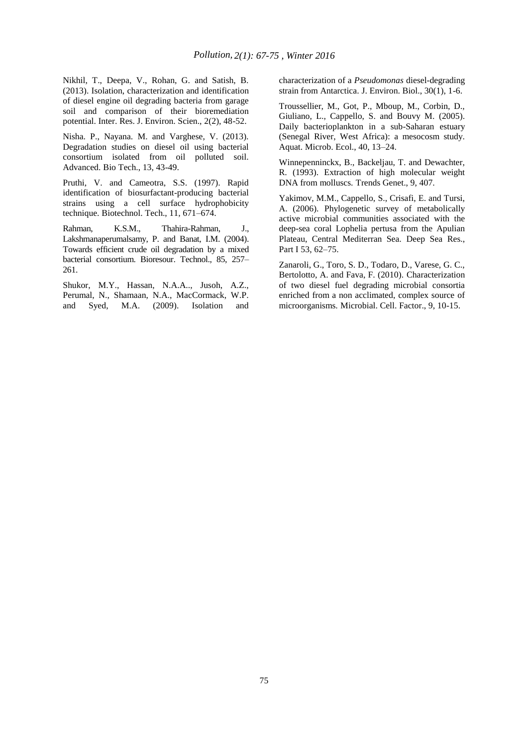Nikhil, T., Deepa, V., Rohan, G. and Satish, B. (2013). Isolation, characterization and identification of diesel engine oil degrading bacteria from garage soil and comparison of their bioremediation potential. Inter. Res. J. Environ. Scien., 2(2), 48-52.

Nisha. P., Nayana. M. and Varghese, V. (2013). Degradation studies on diesel oil using bacterial consortium isolated from oil polluted soil. Advanced. Bio Tech., 13, 43-49.

Pruthi, V. and Cameotra, S.S. (1997). Rapid identification of biosurfactant-producing bacterial strains using a cell surface hydrophobicity technique. Biotechnol. Tech., 11, 671–674.

Rahman, K.S.M., Thahira-Rahman, J., Lakshmanaperumalsamy, P. and Banat, I.M. (2004). Towards efficient crude oil degradation by a mixed bacterial consortium. Bioresour. Technol., 85, 257–261.

Shukor, M.Y., Hassan, N.A.A.., Jusoh, A.Z., Perumal, N., Shamaan, N.A., MacCormack, W.P. and Syed, M.A. (2009). Isolation and characterization of a *Pseudomonas* diesel-degrading strain from Antarctica. J. Environ. Biol., 30(1), 1-6.

Troussellier, M., Got, P., Mboup, M., Corbin, D., Giuliano, L., Cappello, S. and Bouvy M. (2005). Daily bacterioplankton in a sub-Saharan estuary (Senegal River, West Africa): a mesocosm study. Aquat. Microb. Ecol., 40, 13–24.

Winnepenninckx, B., Backeljau, T. and Dewachter, R. (1993). Extraction of high molecular weight DNA from molluscs. Trends Genet., 9, 407.

Yakimov, M.M., Cappello, S., Crisafi, E. and Tursi, A. (2006). Phylogenetic survey of metabolically active microbial communities associated with the deep-sea coral Lophelia pertusa from the Apulian Plateau, Central Mediterran Sea. Deep Sea Res., Part I 53, 62–75.

Zanaroli, G., Toro, S. D., Todaro, D., Varese, G. C., Bertolotto, A. and Fava, F. (2010). Characterization of two diesel fuel degrading microbial consortia enriched from a non acclimated, complex source of microorganisms. Microbial. Cell. Factor., 9, 10-15.